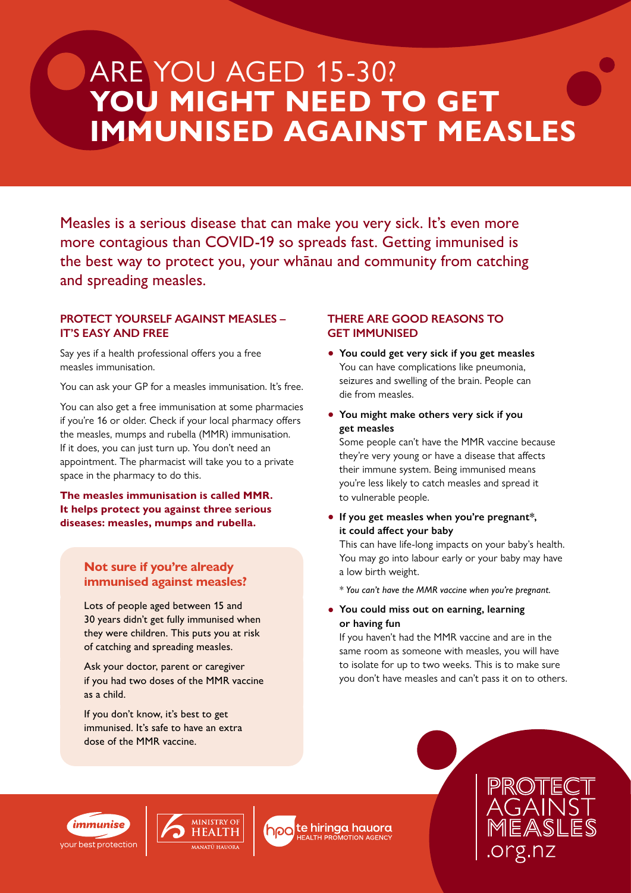# ARE YOU AGED 15-30? **YOU MIGHT NEED TO GET IMMUNISED AGAINST MEASLES**

Measles is a serious disease that can make you very sick. It's even more more contagious than COVID-19 so spreads fast. Getting immunised is the best way to protect you, your whānau and community from catching and spreading measles.

## PROTECT YOURSELF AGAINST MEASLES – IT'S EASY AND FREE

Say yes if a health professional offers you a free measles immunisation.

You can ask your GP for a measles immunisation. It's free.

You can also get a free immunisation at some pharmacies if you're 16 or older. Check if your local pharmacy offers the measles, mumps and rubella (MMR) immunisation. If it does, you can just turn up. You don't need an appointment. The pharmacist will take you to a private space in the pharmacy to do this.

**The measles immunisation is called MMR. It helps protect you against three serious diseases: measles, mumps and rubella.**

### Not sure if you're already immunised against measles?

Lots of people aged between 15 and 30 years didn't get fully immunised when they were children. This puts you at risk of catching and spreading measles.

Ask your doctor, parent or caregiver if you had two doses of the MMR vaccine as a child.

If you don't know, it's best to get immunised. It's safe to have an extra dose of the MMR vaccine.

## THERE ARE GOOD REASONS TO GET IMMUNISED

- **You could get very sick if you get measles**
  You can have complications like pneumonia, seizures and swelling of the brain. People can die from measles.
- **You might make others very sick if you get measles**
  Some people can't have the MMR vaccine because they're very young or have a disease that affects their immune system. Being immunised means you're less likely to catch measles and spread it to vulnerable people.
- **If you get measles when you're pregnant\*, it could affect your baby**
  This can have life-long impacts on your baby's health. You may go into labour early or your baby may have a low birth weight.

  \* *You can't have the MMR vaccine when you're pregnant.*
- **You could miss out on earning, learning or having fun**
  If you haven't had the MMR vaccine and are in the same room as someone with measles, you will have to isolate for up to two weeks. This is to make sure you don't have measles and can't pass it on to others.

immunise – your best protection | Ministry of Health – Manatū Hauora | hpa te hiringa hauora – Health Promotion Agency

PROTECT AGAINST MEASLES .org.nz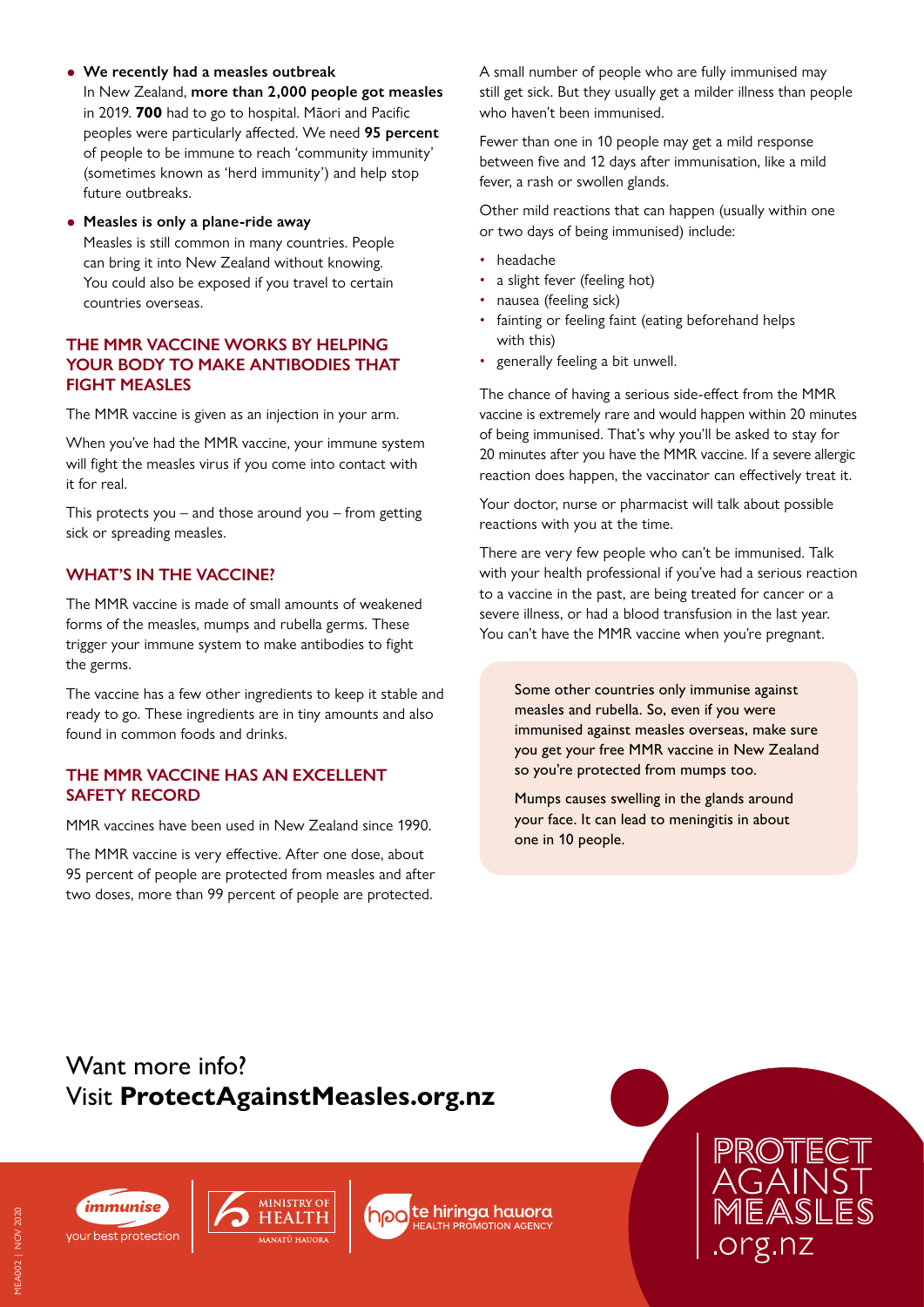- **We recently had a measles outbreak**
  In New Zealand, **more than 2,000 people got measles** in 2019. **700** had to go to hospital. Māori and Pacific peoples were particularly affected. We need **95 percent** of people to be immune to reach 'community immunity' (sometimes known as 'herd immunity') and help stop future outbreaks.

- **Measles is only a plane-ride away**
  Measles is still common in many countries. People can bring it into New Zealand without knowing. You could also be exposed if you travel to certain countries overseas.

## THE MMR VACCINE WORKS BY HELPING YOUR BODY TO MAKE ANTIBODIES THAT FIGHT MEASLES

The MMR vaccine is given as an injection in your arm.

When you've had the MMR vaccine, your immune system will fight the measles virus if you come into contact with it for real.

This protects you – and those around you – from getting sick or spreading measles.

## WHAT'S IN THE VACCINE?

The MMR vaccine is made of small amounts of weakened forms of the measles, mumps and rubella germs. These trigger your immune system to make antibodies to fight the germs.

The vaccine has a few other ingredients to keep it stable and ready to go. These ingredients are in tiny amounts and also found in common foods and drinks.

## THE MMR VACCINE HAS AN EXCELLENT SAFETY RECORD

MMR vaccines have been used in New Zealand since 1990.

The MMR vaccine is very effective. After one dose, about 95 percent of people are protected from measles and after two doses, more than 99 percent of people are protected.

A small number of people who are fully immunised may still get sick. But they usually get a milder illness than people who haven't been immunised.

Fewer than one in 10 people may get a mild response between five and 12 days after immunisation, like a mild fever, a rash or swollen glands.

Other mild reactions that can happen (usually within one or two days of being immunised) include:

- headache
- a slight fever (feeling hot)
- nausea (feeling sick)
- fainting or feeling faint (eating beforehand helps with this)
- generally feeling a bit unwell.

The chance of having a serious side-effect from the MMR vaccine is extremely rare and would happen within 20 minutes of being immunised. That's why you'll be asked to stay for 20 minutes after you have the MMR vaccine. If a severe allergic reaction does happen, the vaccinator can effectively treat it.

Your doctor, nurse or pharmacist will talk about possible reactions with you at the time.

There are very few people who can't be immunised. Talk with your health professional if you've had a serious reaction to a vaccine in the past, are being treated for cancer or a severe illness, or had a blood transfusion in the last year. You can't have the MMR vaccine when you're pregnant.

Some other countries only immunise against measles and rubella. So, even if you were immunised against measles overseas, make sure you get your free MMR vaccine in New Zealand so you're protected from mumps too.

Mumps causes swelling in the glands around your face. It can lead to meningitis in about one in 10 people.

## Want more info?
## Visit **ProtectAgainstMeasles.org.nz**

immunise your best protection

MINISTRY OF HEALTH MANATŪ HAUORA

hpa te hiringa hauora HEALTH PROMOTION AGENCY

PROTECT AGAINST MEASLES .org.nz

MEA002 | NOV 2020